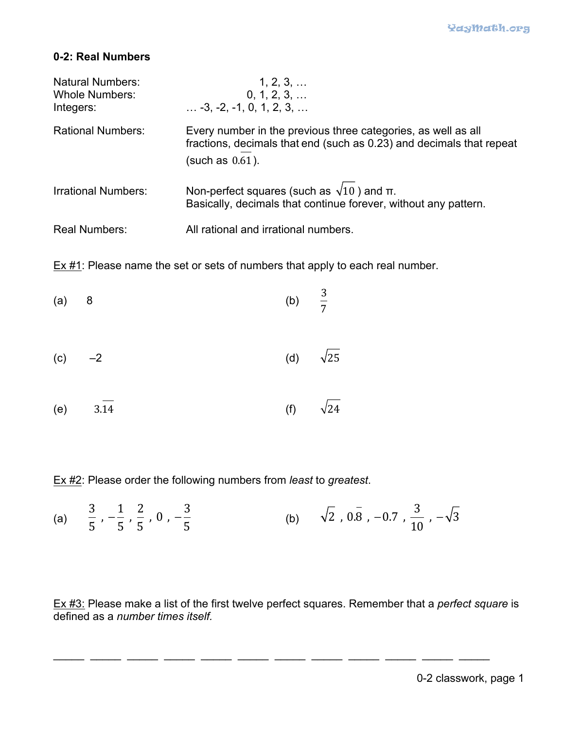## 0-2: Real Numbers

Natural Numbers: 1, 2, 3, …

Whole Numbers: 0, 1, 2, 3, …

Integers: … -3, -2, -1, 0, 1, 2, 3, …

Rational Numbers: Every number in the previous three categories, as well as all fractions, decimals that end (such as 0.23) and decimals that repeat (such as $0.\overline{61}$).

Irrational Numbers: Non-perfect squares (such as $\sqrt{10}$) and π. Basically, decimals that continue forever, without any pattern.

Real Numbers: All rational and irrational numbers.

Ex #1: Please name the set or sets of numbers that apply to each real number.

(a) $8$

(b) $\frac{3}{7}$

(c) $-2$

(d) $\sqrt{25}$

(e) $3.\overline{14}$

(f) $\sqrt{24}$

Ex #2: Please order the following numbers from *least* to *greatest*.

(a) $\frac{3}{5}$ , $-\frac{1}{5}$ , $\frac{2}{5}$ , $0$ , $-\frac{3}{5}$

(b) $\sqrt{2}$ , $0.\overline{8}$ , $-0.7$ , $\frac{3}{10}$ , $-\sqrt{3}$

Ex #3: Please make a list of the first twelve perfect squares. Remember that a *perfect square* is defined as a *number times itself.*

\_\_\_\_\_ \_\_\_\_\_ \_\_\_\_\_ \_\_\_\_\_ \_\_\_\_\_ \_\_\_\_\_ \_\_\_\_\_ \_\_\_\_\_ \_\_\_\_\_ \_\_\_\_\_ \_\_\_\_\_ \_\_\_\_\_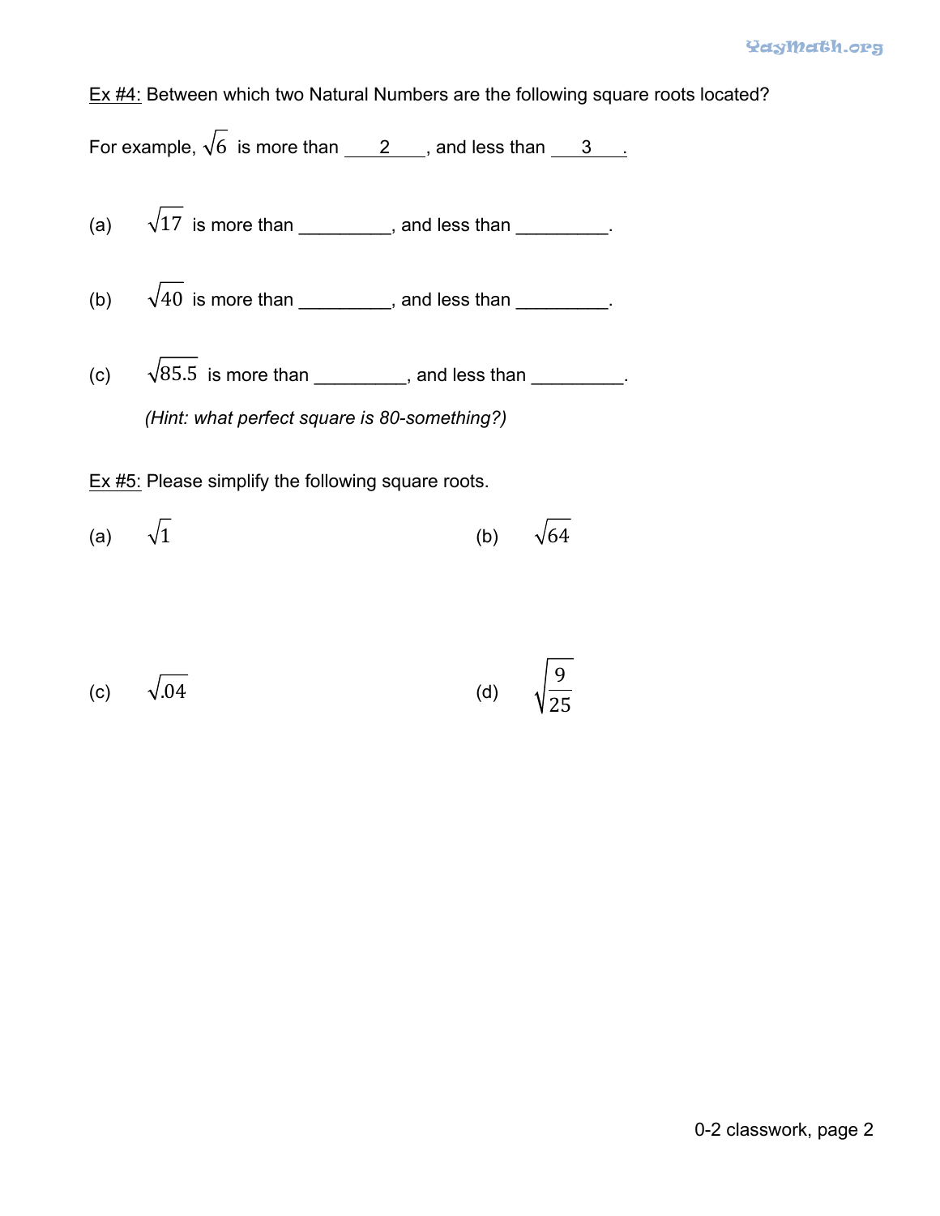Ex #4: Between which two Natural Numbers are the following square roots located?

For example, $\sqrt{6}$ is more than ___2___, and less than ___3___.

(a) $\sqrt{17}$ is more than _________, and less than _________.

(b) $\sqrt{40}$ is more than _________, and less than _________.

(c) $\sqrt{85.5}$ is more than _________, and less than _________.

*(Hint: what perfect square is 80-something?)*

Ex #5: Please simplify the following square roots.

(a) $\sqrt{1}$

(b) $\sqrt{64}$

(c) $\sqrt{.04}$

(d) $\sqrt{\frac{9}{25}}$